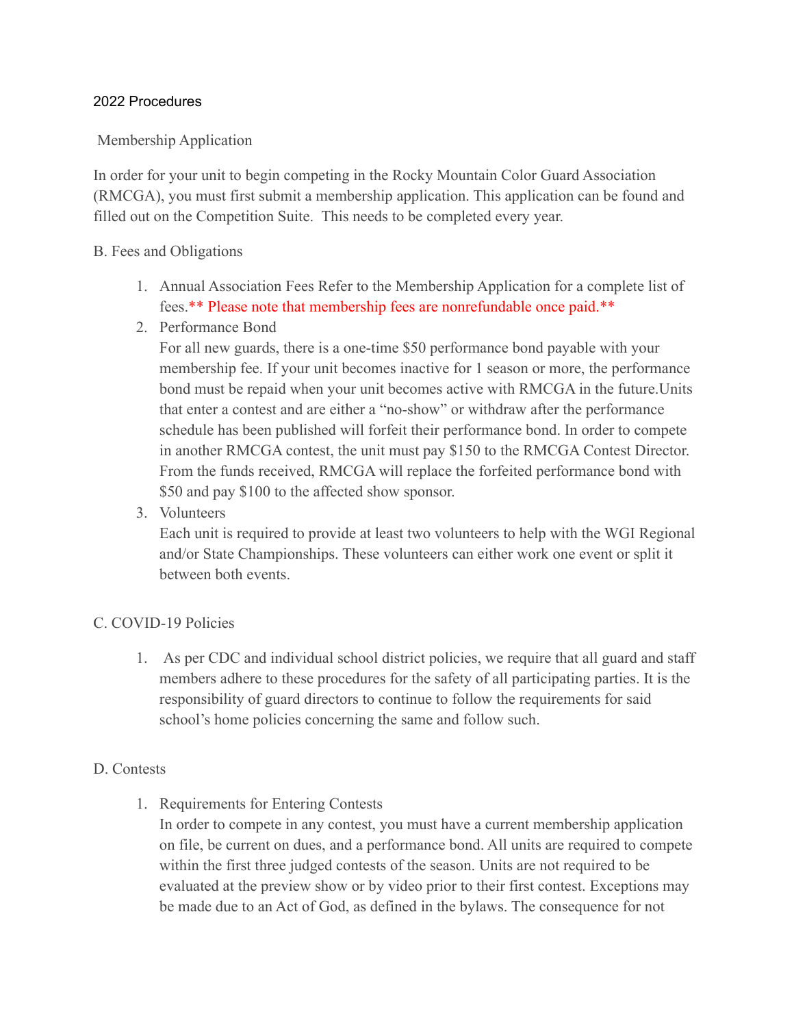2022 Procedures

Membership Application

In order for your unit to begin competing in the Rocky Mountain Color Guard Association (RMCGA), you must first submit a membership application. This application can be found and filled out on the Competition Suite.  This needs to be completed every year.

B. Fees and Obligations

1. Annual Association Fees Refer to the Membership Application for a complete list of fees.** Please note that membership fees are nonrefundable once paid.**
2. Performance Bond
   For all new guards, there is a one-time $50 performance bond payable with your membership fee. If your unit becomes inactive for 1 season or more, the performance bond must be repaid when your unit becomes active with RMCGA in the future.Units that enter a contest and are either a "no-show" or withdraw after the performance schedule has been published will forfeit their performance bond. In order to compete in another RMCGA contest, the unit must pay $150 to the RMCGA Contest Director. From the funds received, RMCGA will replace the forfeited performance bond with $50 and pay $100 to the affected show sponsor.
3. Volunteers
   Each unit is required to provide at least two volunteers to help with the WGI Regional and/or State Championships. These volunteers can either work one event or split it between both events.

C. COVID-19 Policies

1. As per CDC and individual school district policies, we require that all guard and staff members adhere to these procedures for the safety of all participating parties. It is the responsibility of guard directors to continue to follow the requirements for said school's home policies concerning the same and follow such.

D. Contests

1. Requirements for Entering Contests
   In order to compete in any contest, you must have a current membership application on file, be current on dues, and a performance bond. All units are required to compete within the first three judged contests of the season. Units are not required to be evaluated at the preview show or by video prior to their first contest. Exceptions may be made due to an Act of God, as defined in the bylaws. The consequence for not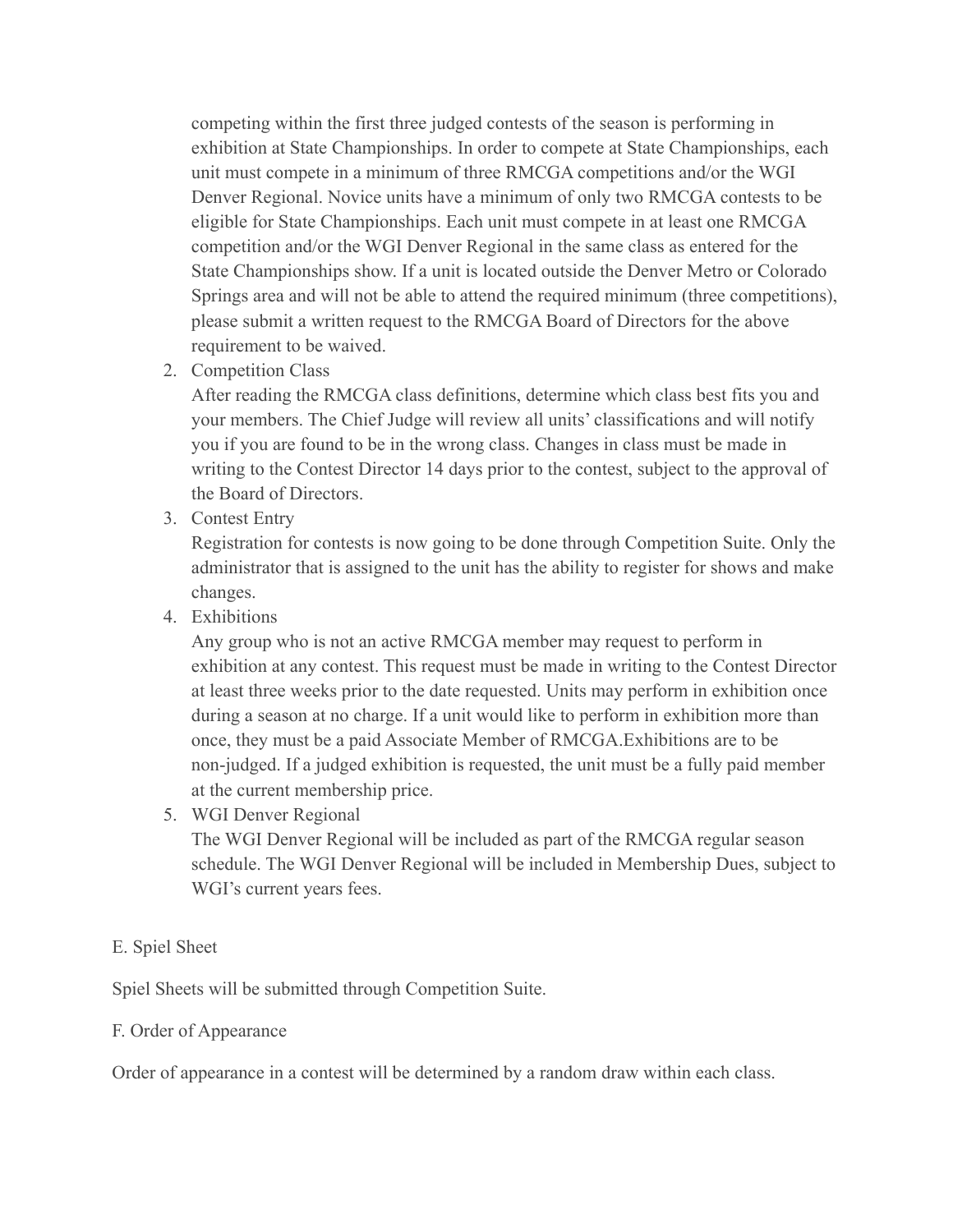competing within the first three judged contests of the season is performing in exhibition at State Championships. In order to compete at State Championships, each unit must compete in a minimum of three RMCGA competitions and/or the WGI Denver Regional. Novice units have a minimum of only two RMCGA contests to be eligible for State Championships. Each unit must compete in at least one RMCGA competition and/or the WGI Denver Regional in the same class as entered for the State Championships show. If a unit is located outside the Denver Metro or Colorado Springs area and will not be able to attend the required minimum (three competitions), please submit a written request to the RMCGA Board of Directors for the above requirement to be waived.

2. Competition Class
   After reading the RMCGA class definitions, determine which class best fits you and your members. The Chief Judge will review all units' classifications and will notify you if you are found to be in the wrong class. Changes in class must be made in writing to the Contest Director 14 days prior to the contest, subject to the approval of the Board of Directors.
3. Contest Entry
   Registration for contests is now going to be done through Competition Suite. Only the administrator that is assigned to the unit has the ability to register for shows and make changes.
4. Exhibitions
   Any group who is not an active RMCGA member may request to perform in exhibition at any contest. This request must be made in writing to the Contest Director at least three weeks prior to the date requested. Units may perform in exhibition once during a season at no charge. If a unit would like to perform in exhibition more than once, they must be a paid Associate Member of RMCGA.Exhibitions are to be non-judged. If a judged exhibition is requested, the unit must be a fully paid member at the current membership price.
5. WGI Denver Regional
   The WGI Denver Regional will be included as part of the RMCGA regular season schedule. The WGI Denver Regional will be included in Membership Dues, subject to WGI's current years fees.

E. Spiel Sheet

Spiel Sheets will be submitted through Competition Suite.

F. Order of Appearance

Order of appearance in a contest will be determined by a random draw within each class.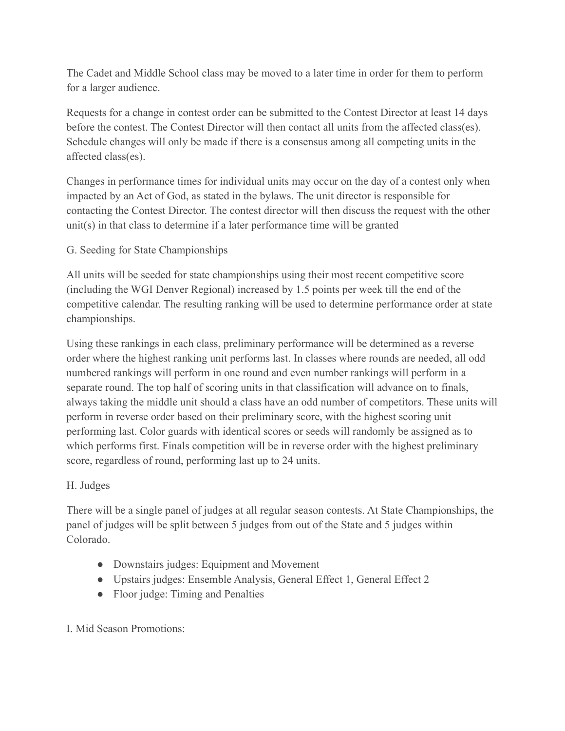The Cadet and Middle School class may be moved to a later time in order for them to perform for a larger audience.

Requests for a change in contest order can be submitted to the Contest Director at least 14 days before the contest. The Contest Director will then contact all units from the affected class(es). Schedule changes will only be made if there is a consensus among all competing units in the affected class(es).

Changes in performance times for individual units may occur on the day of a contest only when impacted by an Act of God, as stated in the bylaws. The unit director is responsible for contacting the Contest Director. The contest director will then discuss the request with the other unit(s) in that class to determine if a later performance time will be granted

### G. Seeding for State Championships

All units will be seeded for state championships using their most recent competitive score (including the WGI Denver Regional) increased by 1.5 points per week till the end of the competitive calendar. The resulting ranking will be used to determine performance order at state championships.

Using these rankings in each class, preliminary performance will be determined as a reverse order where the highest ranking unit performs last. In classes where rounds are needed, all odd numbered rankings will perform in one round and even number rankings will perform in a separate round. The top half of scoring units in that classification will advance on to finals, always taking the middle unit should a class have an odd number of competitors. These units will perform in reverse order based on their preliminary score, with the highest scoring unit performing last. Color guards with identical scores or seeds will randomly be assigned as to which performs first. Finals competition will be in reverse order with the highest preliminary score, regardless of round, performing last up to 24 units.

### H. Judges

There will be a single panel of judges at all regular season contests. At State Championships, the panel of judges will be split between 5 judges from out of the State and 5 judges within Colorado.

- Downstairs judges: Equipment and Movement
- Upstairs judges: Ensemble Analysis, General Effect 1, General Effect 2
- Floor judge: Timing and Penalties

### I. Mid Season Promotions: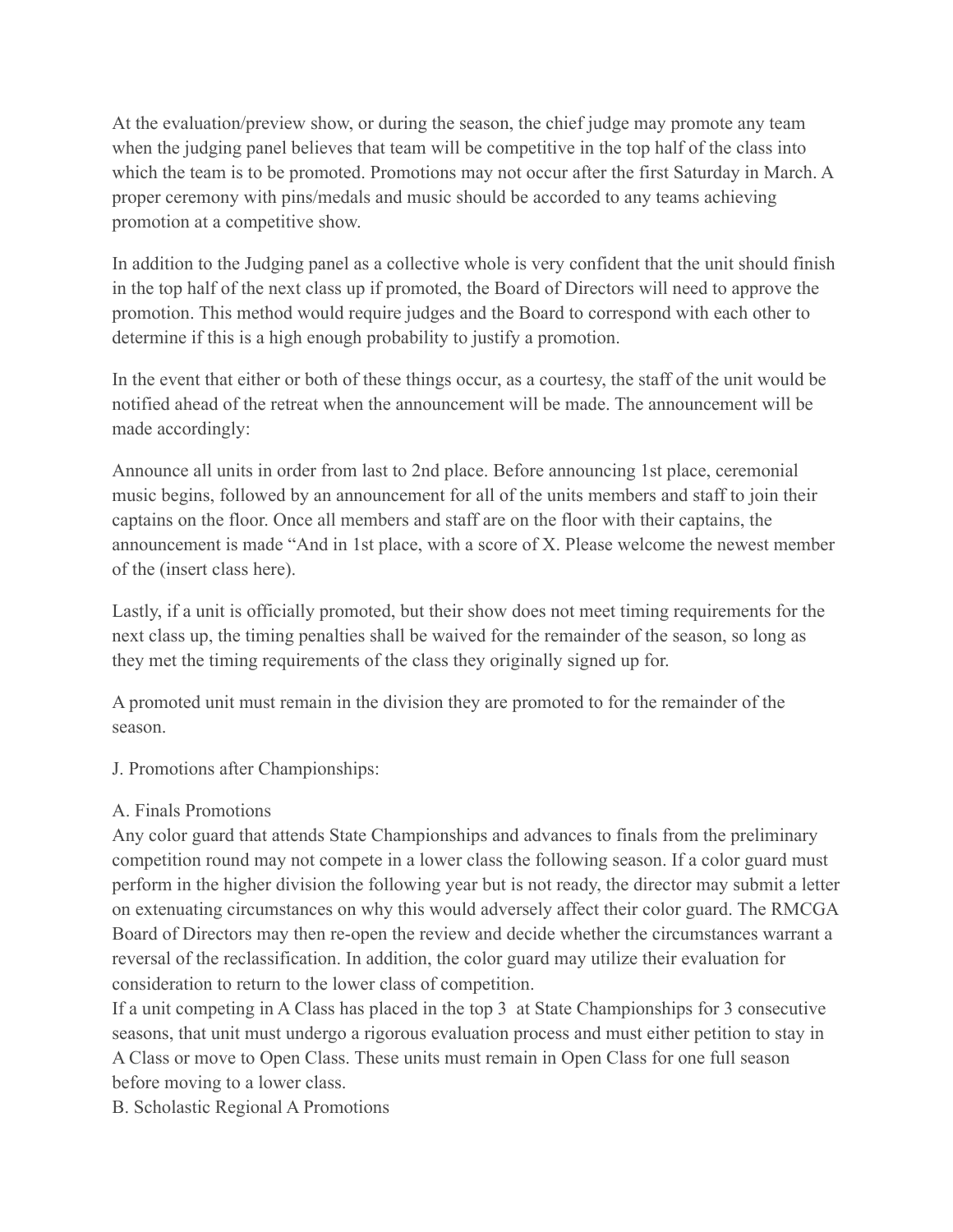At the evaluation/preview show, or during the season, the chief judge may promote any team when the judging panel believes that team will be competitive in the top half of the class into which the team is to be promoted. Promotions may not occur after the first Saturday in March. A proper ceremony with pins/medals and music should be accorded to any teams achieving promotion at a competitive show.

In addition to the Judging panel as a collective whole is very confident that the unit should finish in the top half of the next class up if promoted, the Board of Directors will need to approve the promotion. This method would require judges and the Board to correspond with each other to determine if this is a high enough probability to justify a promotion.

In the event that either or both of these things occur, as a courtesy, the staff of the unit would be notified ahead of the retreat when the announcement will be made. The announcement will be made accordingly:

Announce all units in order from last to 2nd place. Before announcing 1st place, ceremonial music begins, followed by an announcement for all of the units members and staff to join their captains on the floor. Once all members and staff are on the floor with their captains, the announcement is made "And in 1st place, with a score of X. Please welcome the newest member of the (insert class here).

Lastly, if a unit is officially promoted, but their show does not meet timing requirements for the next class up, the timing penalties shall be waived for the remainder of the season, so long as they met the timing requirements of the class they originally signed up for.

A promoted unit must remain in the division they are promoted to for the remainder of the season.

J. Promotions after Championships:

A. Finals Promotions

Any color guard that attends State Championships and advances to finals from the preliminary competition round may not compete in a lower class the following season. If a color guard must perform in the higher division the following year but is not ready, the director may submit a letter on extenuating circumstances on why this would adversely affect their color guard. The RMCGA Board of Directors may then re-open the review and decide whether the circumstances warrant a reversal of the reclassification. In addition, the color guard may utilize their evaluation for consideration to return to the lower class of competition.

If a unit competing in A Class has placed in the top 3 at State Championships for 3 consecutive seasons, that unit must undergo a rigorous evaluation process and must either petition to stay in A Class or move to Open Class. These units must remain in Open Class for one full season before moving to a lower class.

B. Scholastic Regional A Promotions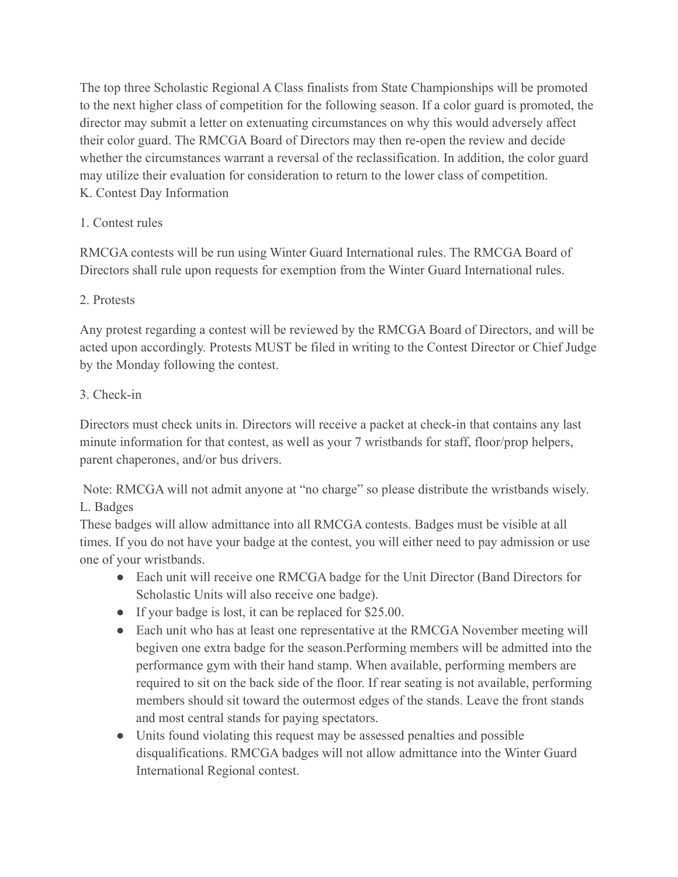The top three Scholastic Regional A Class finalists from State Championships will be promoted to the next higher class of competition for the following season. If a color guard is promoted, the director may submit a letter on extenuating circumstances on why this would adversely affect their color guard. The RMCGA Board of Directors may then re-open the review and decide whether the circumstances warrant a reversal of the reclassification. In addition, the color guard may utilize their evaluation for consideration to return to the lower class of competition.

K. Contest Day Information

1. Contest rules

RMCGA contests will be run using Winter Guard International rules. The RMCGA Board of Directors shall rule upon requests for exemption from the Winter Guard International rules.

2. Protests

Any protest regarding a contest will be reviewed by the RMCGA Board of Directors, and will be acted upon accordingly. Protests MUST be filed in writing to the Contest Director or Chief Judge by the Monday following the contest.

3. Check-in

Directors must check units in. Directors will receive a packet at check-in that contains any last minute information for that contest, as well as your 7 wristbands for staff, floor/prop helpers, parent chaperones, and/or bus drivers.

Note: RMCGA will not admit anyone at "no charge" so please distribute the wristbands wisely.

L. Badges

These badges will allow admittance into all RMCGA contests. Badges must be visible at all times. If you do not have your badge at the contest, you will either need to pay admission or use one of your wristbands.

- Each unit will receive one RMCGA badge for the Unit Director (Band Directors for Scholastic Units will also receive one badge).
- If your badge is lost, it can be replaced for $25.00.
- Each unit who has at least one representative at the RMCGA November meeting will begiven one extra badge for the season.Performing members will be admitted into the performance gym with their hand stamp. When available, performing members are required to sit on the back side of the floor. If rear seating is not available, performing members should sit toward the outermost edges of the stands. Leave the front stands and most central stands for paying spectators.
- Units found violating this request may be assessed penalties and possible disqualifications. RMCGA badges will not allow admittance into the Winter Guard International Regional contest.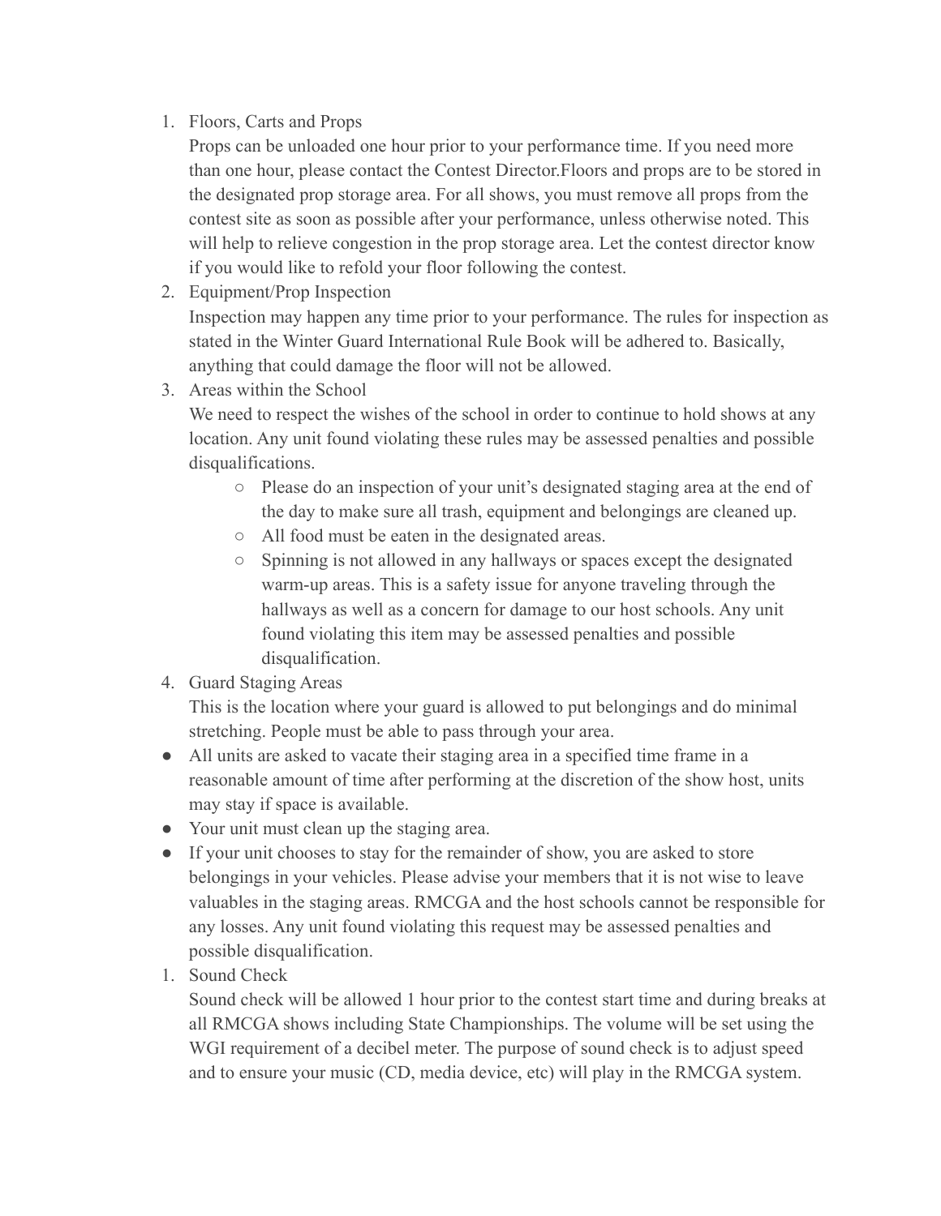1. Floors, Carts and Props
   Props can be unloaded one hour prior to your performance time. If you need more than one hour, please contact the Contest Director.Floors and props are to be stored in the designated prop storage area. For all shows, you must remove all props from the contest site as soon as possible after your performance, unless otherwise noted. This will help to relieve congestion in the prop storage area. Let the contest director know if you would like to refold your floor following the contest.
2. Equipment/Prop Inspection
   Inspection may happen any time prior to your performance. The rules for inspection as stated in the Winter Guard International Rule Book will be adhered to. Basically, anything that could damage the floor will not be allowed.
3. Areas within the School
   We need to respect the wishes of the school in order to continue to hold shows at any location. Any unit found violating these rules may be assessed penalties and possible disqualifications.
      - Please do an inspection of your unit's designated staging area at the end of the day to make sure all trash, equipment and belongings are cleaned up.
      - All food must be eaten in the designated areas.
      - Spinning is not allowed in any hallways or spaces except the designated warm-up areas. This is a safety issue for anyone traveling through the hallways as well as a concern for damage to our host schools. Any unit found violating this item may be assessed penalties and possible disqualification.
4. Guard Staging Areas
   This is the location where your guard is allowed to put belongings and do minimal stretching. People must be able to pass through your area.

- All units are asked to vacate their staging area in a specified time frame in a reasonable amount of time after performing at the discretion of the show host, units may stay if space is available.
- Your unit must clean up the staging area.
- If your unit chooses to stay for the remainder of show, you are asked to store belongings in your vehicles. Please advise your members that it is not wise to leave valuables in the staging areas. RMCGA and the host schools cannot be responsible for any losses. Any unit found violating this request may be assessed penalties and possible disqualification.

1. Sound Check
   Sound check will be allowed 1 hour prior to the contest start time and during breaks at all RMCGA shows including State Championships. The volume will be set using the WGI requirement of a decibel meter. The purpose of sound check is to adjust speed and to ensure your music (CD, media device, etc) will play in the RMCGA system.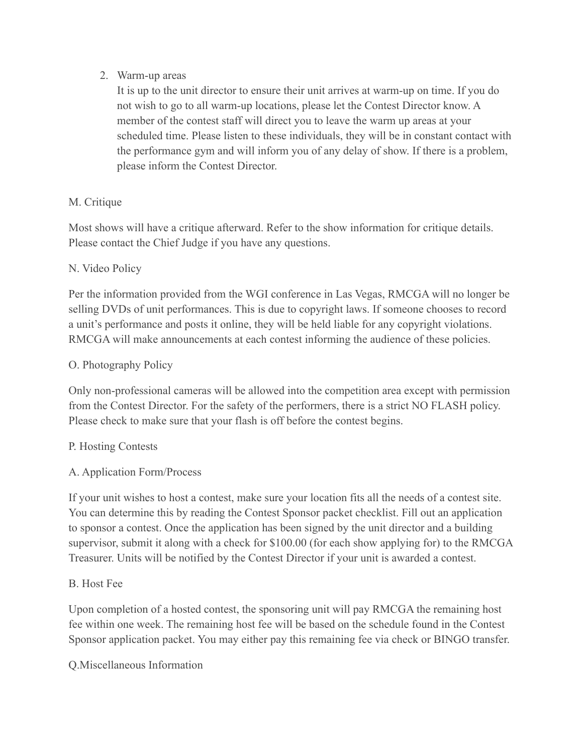2. Warm-up areas

   It is up to the unit director to ensure their unit arrives at warm-up on time. If you do not wish to go to all warm-up locations, please let the Contest Director know. A member of the contest staff will direct you to leave the warm up areas at your scheduled time. Please listen to these individuals, they will be in constant contact with the performance gym and will inform you of any delay of show. If there is a problem, please inform the Contest Director.

M. Critique

Most shows will have a critique afterward. Refer to the show information for critique details. Please contact the Chief Judge if you have any questions.

N. Video Policy

Per the information provided from the WGI conference in Las Vegas, RMCGA will no longer be selling DVDs of unit performances. This is due to copyright laws. If someone chooses to record a unit's performance and posts it online, they will be held liable for any copyright violations. RMCGA will make announcements at each contest informing the audience of these policies.

O. Photography Policy

Only non-professional cameras will be allowed into the competition area except with permission from the Contest Director. For the safety of the performers, there is a strict NO FLASH policy. Please check to make sure that your flash is off before the contest begins.

P. Hosting Contests

A. Application Form/Process

If your unit wishes to host a contest, make sure your location fits all the needs of a contest site. You can determine this by reading the Contest Sponsor packet checklist. Fill out an application to sponsor a contest. Once the application has been signed by the unit director and a building supervisor, submit it along with a check for $100.00 (for each show applying for) to the RMCGA Treasurer. Units will be notified by the Contest Director if your unit is awarded a contest.

B. Host Fee

Upon completion of a hosted contest, the sponsoring unit will pay RMCGA the remaining host fee within one week. The remaining host fee will be based on the schedule found in the Contest Sponsor application packet. You may either pay this remaining fee via check or BINGO transfer.

Q.Miscellaneous Information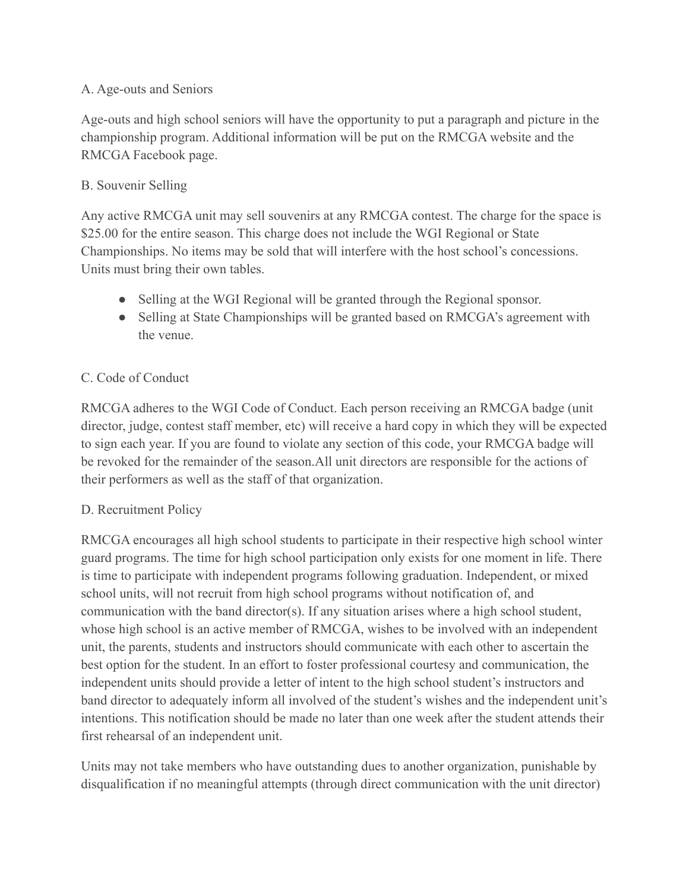A. Age-outs and Seniors

Age-outs and high school seniors will have the opportunity to put a paragraph and picture in the championship program. Additional information will be put on the RMCGA website and the RMCGA Facebook page.

B. Souvenir Selling

Any active RMCGA unit may sell souvenirs at any RMCGA contest. The charge for the space is $25.00 for the entire season. This charge does not include the WGI Regional or State Championships. No items may be sold that will interfere with the host school's concessions. Units must bring their own tables.

- Selling at the WGI Regional will be granted through the Regional sponsor.
- Selling at State Championships will be granted based on RMCGA's agreement with the venue.

C. Code of Conduct

RMCGA adheres to the WGI Code of Conduct. Each person receiving an RMCGA badge (unit director, judge, contest staff member, etc) will receive a hard copy in which they will be expected to sign each year. If you are found to violate any section of this code, your RMCGA badge will be revoked for the remainder of the season.All unit directors are responsible for the actions of their performers as well as the staff of that organization.

D. Recruitment Policy

RMCGA encourages all high school students to participate in their respective high school winter guard programs. The time for high school participation only exists for one moment in life. There is time to participate with independent programs following graduation. Independent, or mixed school units, will not recruit from high school programs without notification of, and communication with the band director(s). If any situation arises where a high school student, whose high school is an active member of RMCGA, wishes to be involved with an independent unit, the parents, students and instructors should communicate with each other to ascertain the best option for the student. In an effort to foster professional courtesy and communication, the independent units should provide a letter of intent to the high school student's instructors and band director to adequately inform all involved of the student's wishes and the independent unit's intentions. This notification should be made no later than one week after the student attends their first rehearsal of an independent unit.

Units may not take members who have outstanding dues to another organization, punishable by disqualification if no meaningful attempts (through direct communication with the unit director)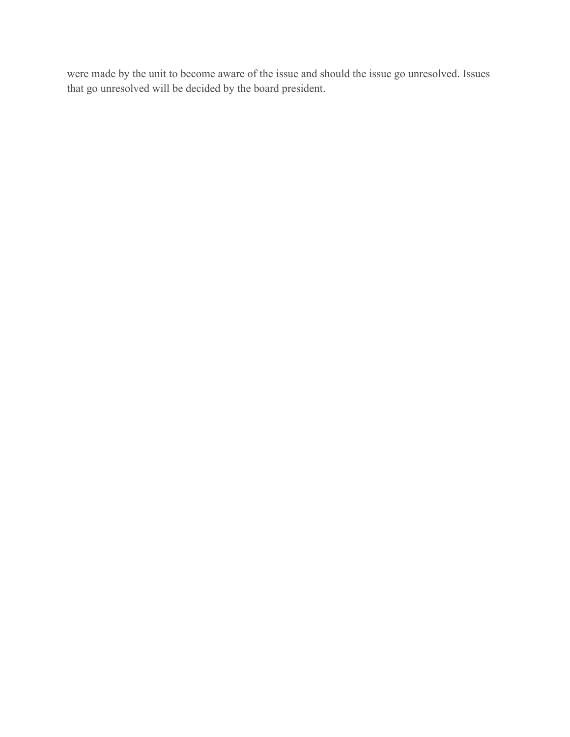were made by the unit to become aware of the issue and should the issue go unresolved. Issues that go unresolved will be decided by the board president.